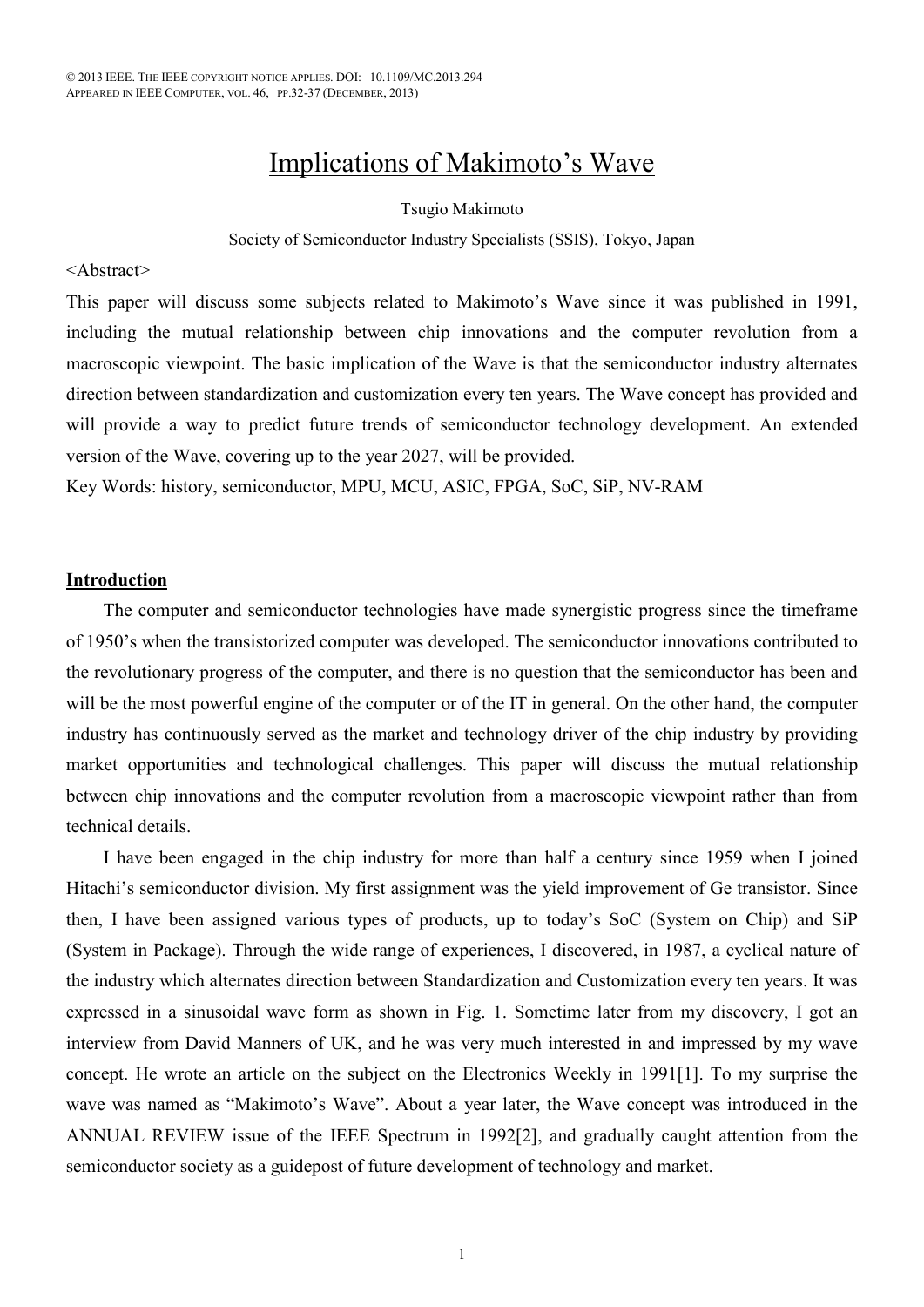© 2013 IEEE. THE IEEE COPYRIGHT NOTICE APPLIES. DOI: 10.1109/MC.2013.294
APPEARED IN IEEE COMPUTER, VOL. 46, PP.32-37 (DECEMBER, 2013)

# Implications of Makimoto's Wave

Tsugio Makimoto

Society of Semiconductor Industry Specialists (SSIS), Tokyo, Japan

<Abstract>

This paper will discuss some subjects related to Makimoto's Wave since it was published in 1991, including the mutual relationship between chip innovations and the computer revolution from a macroscopic viewpoint. The basic implication of the Wave is that the semiconductor industry alternates direction between standardization and customization every ten years. The Wave concept has provided and will provide a way to predict future trends of semiconductor technology development. An extended version of the Wave, covering up to the year 2027, will be provided.

Key Words: history, semiconductor, MPU, MCU, ASIC, FPGA, SoC, SiP, NV-RAM

## Introduction

The computer and semiconductor technologies have made synergistic progress since the timeframe of 1950's when the transistorized computer was developed. The semiconductor innovations contributed to the revolutionary progress of the computer, and there is no question that the semiconductor has been and will be the most powerful engine of the computer or of the IT in general. On the other hand, the computer industry has continuously served as the market and technology driver of the chip industry by providing market opportunities and technological challenges. This paper will discuss the mutual relationship between chip innovations and the computer revolution from a macroscopic viewpoint rather than from technical details.

I have been engaged in the chip industry for more than half a century since 1959 when I joined Hitachi's semiconductor division. My first assignment was the yield improvement of Ge transistor. Since then, I have been assigned various types of products, up to today's SoC (System on Chip) and SiP (System in Package). Through the wide range of experiences, I discovered, in 1987, a cyclical nature of the industry which alternates direction between Standardization and Customization every ten years. It was expressed in a sinusoidal wave form as shown in Fig. 1. Sometime later from my discovery, I got an interview from David Manners of UK, and he was very much interested in and impressed by my wave concept. He wrote an article on the subject on the Electronics Weekly in 1991[1]. To my surprise the wave was named as "Makimoto's Wave". About a year later, the Wave concept was introduced in the ANNUAL REVIEW issue of the IEEE Spectrum in 1992[2], and gradually caught attention from the semiconductor society as a guidepost of future development of technology and market.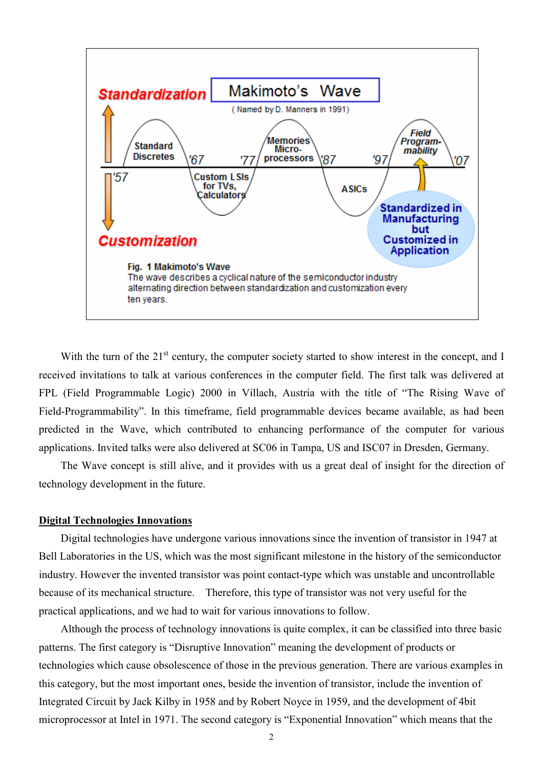Fig. 1 Makimoto's Wave
The wave describes a cyclical nature of the semiconductor industry alternating direction between standardization and customization every ten years.

With the turn of the 21st century, the computer society started to show interest in the concept, and I received invitations to talk at various conferences in the computer field. The first talk was delivered at FPL (Field Programmable Logic) 2000 in Villach, Austria with the title of "The Rising Wave of Field-Programmability". In this timeframe, field programmable devices became available, as had been predicted in the Wave, which contributed to enhancing performance of the computer for various applications. Invited talks were also delivered at SC06 in Tampa, US and ISC07 in Dresden, Germany.

The Wave concept is still alive, and it provides with us a great deal of insight for the direction of technology development in the future.

## Digital Technologies Innovations

Digital technologies have undergone various innovations since the invention of transistor in 1947 at Bell Laboratories in the US, which was the most significant milestone in the history of the semiconductor industry. However the invented transistor was point contact-type which was unstable and uncontrollable because of its mechanical structure. Therefore, this type of transistor was not very useful for the practical applications, and we had to wait for various innovations to follow.

Although the process of technology innovations is quite complex, it can be classified into three basic patterns. The first category is "Disruptive Innovation" meaning the development of products or technologies which cause obsolescence of those in the previous generation. There are various examples in this category, but the most important ones, beside the invention of transistor, include the invention of Integrated Circuit by Jack Kilby in 1958 and by Robert Noyce in 1959, and the development of 4bit microprocessor at Intel in 1971. The second category is "Exponential Innovation" which means that the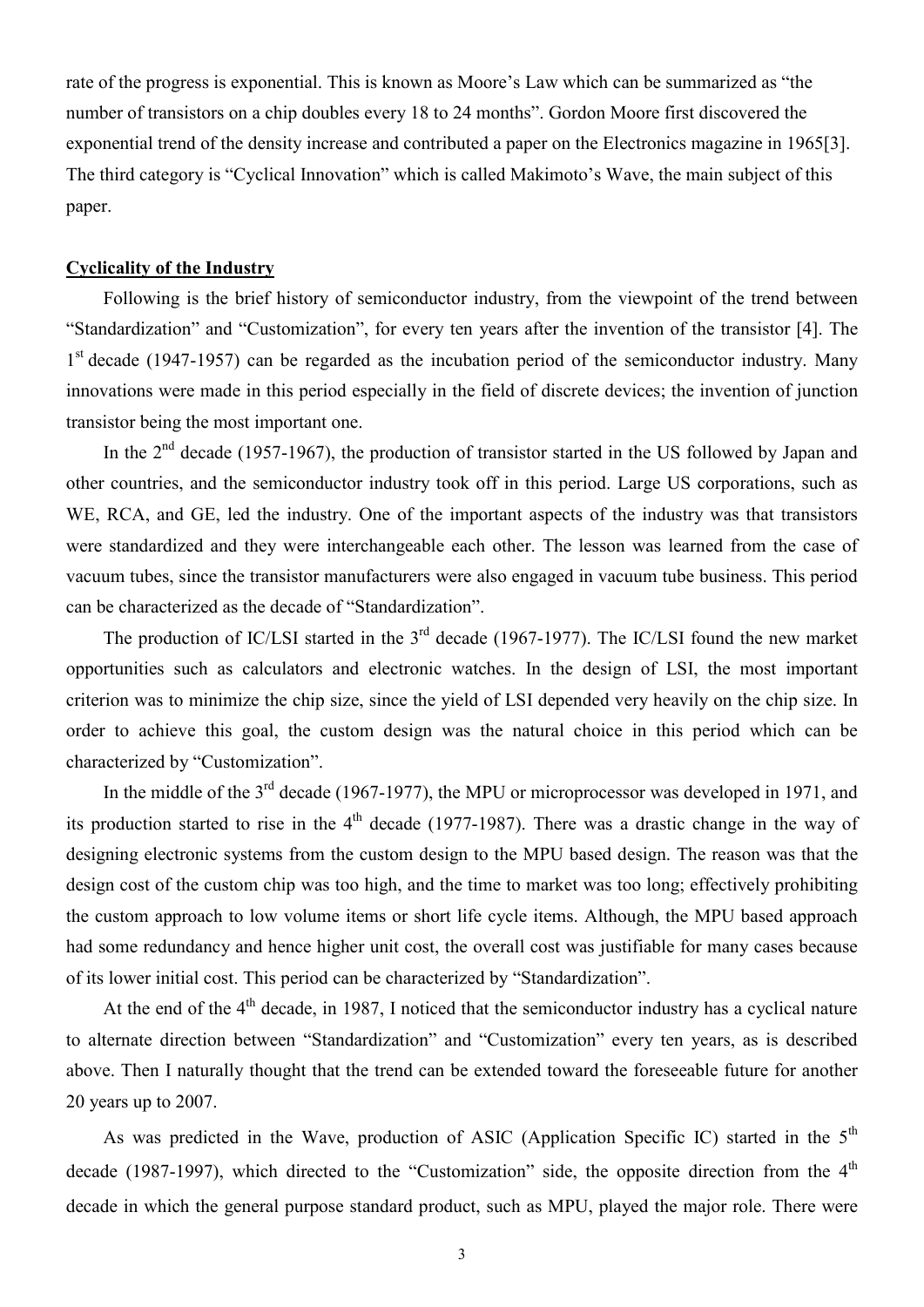rate of the progress is exponential. This is known as Moore's Law which can be summarized as "the number of transistors on a chip doubles every 18 to 24 months". Gordon Moore first discovered the exponential trend of the density increase and contributed a paper on the Electronics magazine in 1965[3]. The third category is "Cyclical Innovation" which is called Makimoto's Wave, the main subject of this paper.

## Cyclicality of the Industry

Following is the brief history of semiconductor industry, from the viewpoint of the trend between "Standardization" and "Customization", for every ten years after the invention of the transistor [4]. The 1st decade (1947-1957) can be regarded as the incubation period of the semiconductor industry. Many innovations were made in this period especially in the field of discrete devices; the invention of junction transistor being the most important one.

In the 2nd decade (1957-1967), the production of transistor started in the US followed by Japan and other countries, and the semiconductor industry took off in this period. Large US corporations, such as WE, RCA, and GE, led the industry. One of the important aspects of the industry was that transistors were standardized and they were interchangeable each other. The lesson was learned from the case of vacuum tubes, since the transistor manufacturers were also engaged in vacuum tube business. This period can be characterized as the decade of "Standardization".

The production of IC/LSI started in the 3rd decade (1967-1977). The IC/LSI found the new market opportunities such as calculators and electronic watches. In the design of LSI, the most important criterion was to minimize the chip size, since the yield of LSI depended very heavily on the chip size. In order to achieve this goal, the custom design was the natural choice in this period which can be characterized by "Customization".

In the middle of the 3rd decade (1967-1977), the MPU or microprocessor was developed in 1971, and its production started to rise in the 4th decade (1977-1987). There was a drastic change in the way of designing electronic systems from the custom design to the MPU based design. The reason was that the design cost of the custom chip was too high, and the time to market was too long; effectively prohibiting the custom approach to low volume items or short life cycle items. Although, the MPU based approach had some redundancy and hence higher unit cost, the overall cost was justifiable for many cases because of its lower initial cost. This period can be characterized by "Standardization".

At the end of the 4th decade, in 1987, I noticed that the semiconductor industry has a cyclical nature to alternate direction between "Standardization" and "Customization" every ten years, as is described above. Then I naturally thought that the trend can be extended toward the foreseeable future for another 20 years up to 2007.

As was predicted in the Wave, production of ASIC (Application Specific IC) started in the 5th decade (1987-1997), which directed to the "Customization" side, the opposite direction from the 4th decade in which the general purpose standard product, such as MPU, played the major role. There were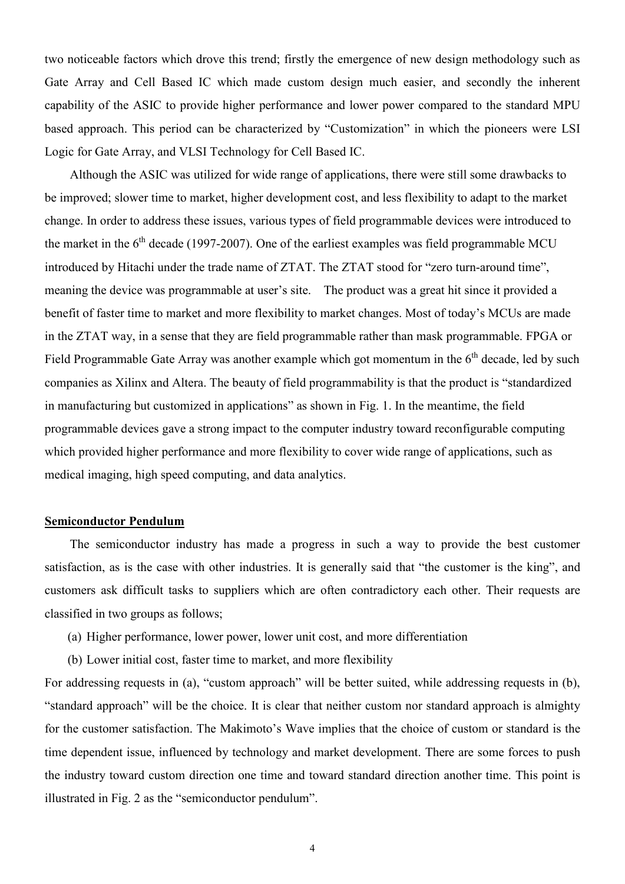two noticeable factors which drove this trend; firstly the emergence of new design methodology such as Gate Array and Cell Based IC which made custom design much easier, and secondly the inherent capability of the ASIC to provide higher performance and lower power compared to the standard MPU based approach. This period can be characterized by "Customization" in which the pioneers were LSI Logic for Gate Array, and VLSI Technology for Cell Based IC.

Although the ASIC was utilized for wide range of applications, there were still some drawbacks to be improved; slower time to market, higher development cost, and less flexibility to adapt to the market change. In order to address these issues, various types of field programmable devices were introduced to the market in the 6th decade (1997-2007). One of the earliest examples was field programmable MCU introduced by Hitachi under the trade name of ZTAT. The ZTAT stood for "zero turn-around time", meaning the device was programmable at user's site. The product was a great hit since it provided a benefit of faster time to market and more flexibility to market changes. Most of today's MCUs are made in the ZTAT way, in a sense that they are field programmable rather than mask programmable. FPGA or Field Programmable Gate Array was another example which got momentum in the 6th decade, led by such companies as Xilinx and Altera. The beauty of field programmability is that the product is "standardized in manufacturing but customized in applications" as shown in Fig. 1. In the meantime, the field programmable devices gave a strong impact to the computer industry toward reconfigurable computing which provided higher performance and more flexibility to cover wide range of applications, such as medical imaging, high speed computing, and data analytics.

## Semiconductor Pendulum

The semiconductor industry has made a progress in such a way to provide the best customer satisfaction, as is the case with other industries. It is generally said that "the customer is the king", and customers ask difficult tasks to suppliers which are often contradictory each other. Their requests are classified in two groups as follows;

(a) Higher performance, lower power, lower unit cost, and more differentiation

(b) Lower initial cost, faster time to market, and more flexibility

For addressing requests in (a), "custom approach" will be better suited, while addressing requests in (b), "standard approach" will be the choice. It is clear that neither custom nor standard approach is almighty for the customer satisfaction. The Makimoto's Wave implies that the choice of custom or standard is the time dependent issue, influenced by technology and market development. There are some forces to push the industry toward custom direction one time and toward standard direction another time. This point is illustrated in Fig. 2 as the "semiconductor pendulum".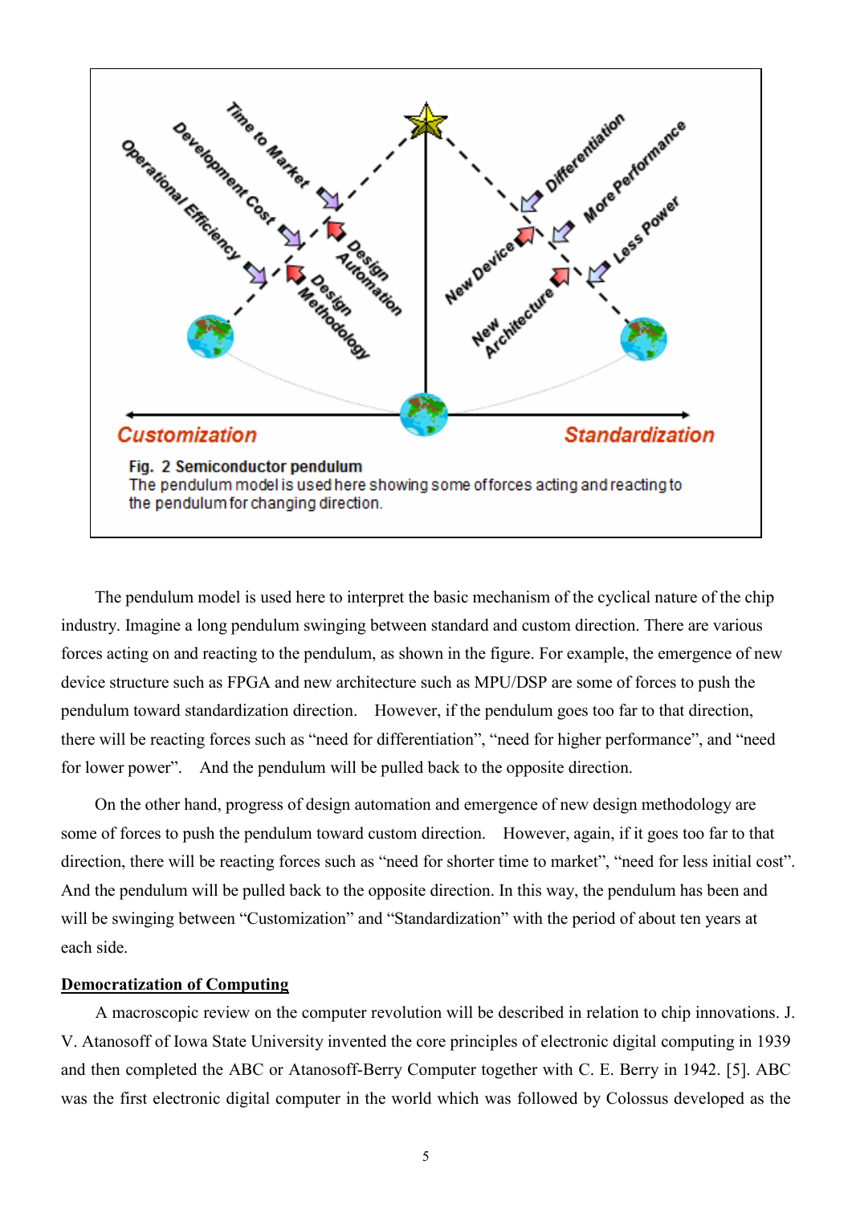Fig. 2 Semiconductor pendulum
The pendulum model is used here showing some of forces acting and reacting to the pendulum for changing direction.

The pendulum model is used here to interpret the basic mechanism of the cyclical nature of the chip industry. Imagine a long pendulum swinging between standard and custom direction. There are various forces acting on and reacting to the pendulum, as shown in the figure. For example, the emergence of new device structure such as FPGA and new architecture such as MPU/DSP are some of forces to push the pendulum toward standardization direction. However, if the pendulum goes too far to that direction, there will be reacting forces such as "need for differentiation", "need for higher performance", and "need for lower power". And the pendulum will be pulled back to the opposite direction.

On the other hand, progress of design automation and emergence of new design methodology are some of forces to push the pendulum toward custom direction. However, again, if it goes too far to that direction, there will be reacting forces such as "need for shorter time to market", "need for less initial cost". And the pendulum will be pulled back to the opposite direction. In this way, the pendulum has been and will be swinging between "Customization" and "Standardization" with the period of about ten years at each side.

**Democratization of Computing**

A macroscopic review on the computer revolution will be described in relation to chip innovations. J. V. Atanosoff of Iowa State University invented the core principles of electronic digital computing in 1939 and then completed the ABC or Atanosoff-Berry Computer together with C. E. Berry in 1942. [5]. ABC was the first electronic digital computer in the world which was followed by Colossus developed as the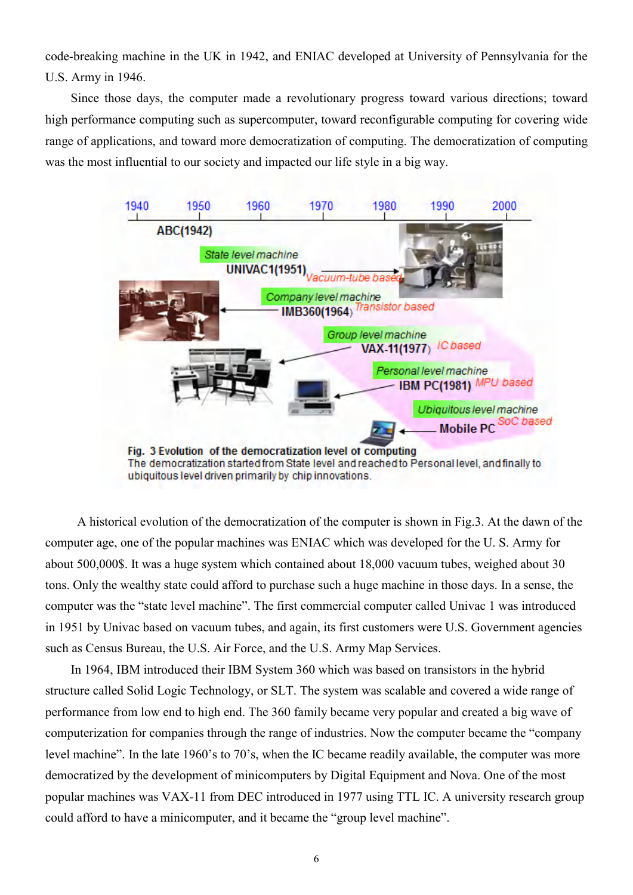code-breaking machine in the UK in 1942, and ENIAC developed at University of Pennsylvania for the U.S. Army in 1946.

Since those days, the computer made a revolutionary progress toward various directions; toward high performance computing such as supercomputer, toward reconfigurable computing for covering wide range of applications, and toward more democratization of computing. The democratization of computing was the most influential to our society and impacted our life style in a big way.

**Fig. 3 Evolution of the democratization level of computing**
The democratization started from State level and reached to Personal level, and finally to ubiquitous level driven primarily by chip innovations.

A historical evolution of the democratization of the computer is shown in Fig.3. At the dawn of the computer age, one of the popular machines was ENIAC which was developed for the U. S. Army for about 500,000$. It was a huge system which contained about 18,000 vacuum tubes, weighed about 30 tons. Only the wealthy state could afford to purchase such a huge machine in those days. In a sense, the computer was the "state level machine". The first commercial computer called Univac 1 was introduced in 1951 by Univac based on vacuum tubes, and again, its first customers were U.S. Government agencies such as Census Bureau, the U.S. Air Force, and the U.S. Army Map Services.

In 1964, IBM introduced their IBM System 360 which was based on transistors in the hybrid structure called Solid Logic Technology, or SLT. The system was scalable and covered a wide range of performance from low end to high end. The 360 family became very popular and created a big wave of computerization for companies through the range of industries. Now the computer became the "company level machine". In the late 1960's to 70's, when the IC became readily available, the computer was more democratized by the development of minicomputers by Digital Equipment and Nova. One of the most popular machines was VAX-11 from DEC introduced in 1977 using TTL IC. A university research group could afford to have a minicomputer, and it became the "group level machine".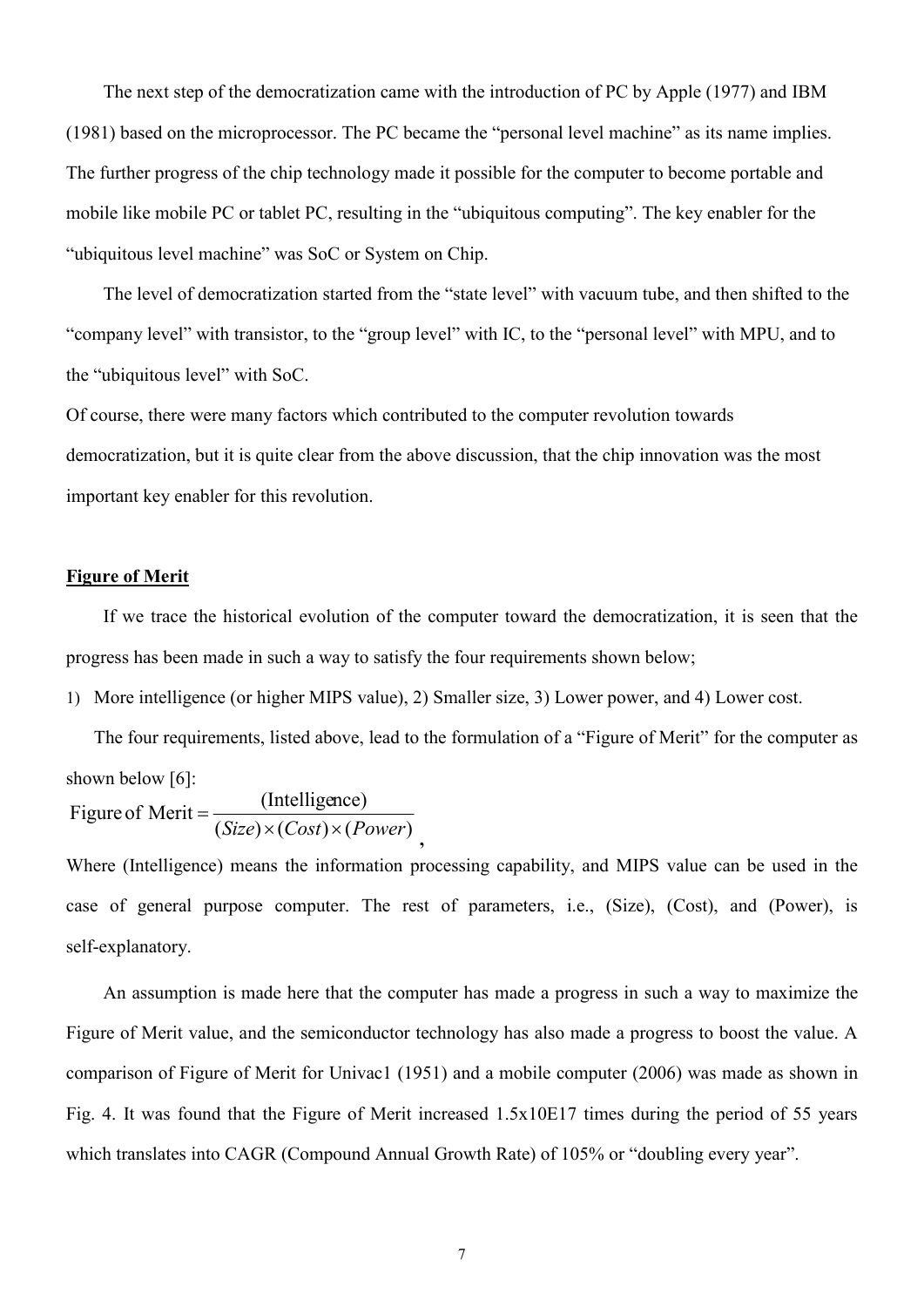The next step of the democratization came with the introduction of PC by Apple (1977) and IBM (1981) based on the microprocessor. The PC became the "personal level machine" as its name implies. The further progress of the chip technology made it possible for the computer to become portable and mobile like mobile PC or tablet PC, resulting in the "ubiquitous computing". The key enabler for the "ubiquitous level machine" was SoC or System on Chip.

The level of democratization started from the "state level" with vacuum tube, and then shifted to the "company level" with transistor, to the "group level" with IC, to the "personal level" with MPU, and to the "ubiquitous level" with SoC.

Of course, there were many factors which contributed to the computer revolution towards democratization, but it is quite clear from the above discussion, that the chip innovation was the most important key enabler for this revolution.

## Figure of Merit

If we trace the historical evolution of the computer toward the democratization, it is seen that the progress has been made in such a way to satisfy the four requirements shown below;

1) More intelligence (or higher MIPS value), 2) Smaller size, 3) Lower power, and 4) Lower cost.

The four requirements, listed above, lead to the formulation of a "Figure of Merit" for the computer as shown below [6]:

$$\text{Figure of Merit} = \frac{(\text{Intelligence})}{(Size)\times(Cost)\times(Power)},$$

Where (Intelligence) means the information processing capability, and MIPS value can be used in the case of general purpose computer. The rest of parameters, i.e., (Size), (Cost), and (Power), is self-explanatory.

An assumption is made here that the computer has made a progress in such a way to maximize the Figure of Merit value, and the semiconductor technology has also made a progress to boost the value. A comparison of Figure of Merit for Univac1 (1951) and a mobile computer (2006) was made as shown in Fig. 4. It was found that the Figure of Merit increased 1.5x10E17 times during the period of 55 years which translates into CAGR (Compound Annual Growth Rate) of 105% or "doubling every year".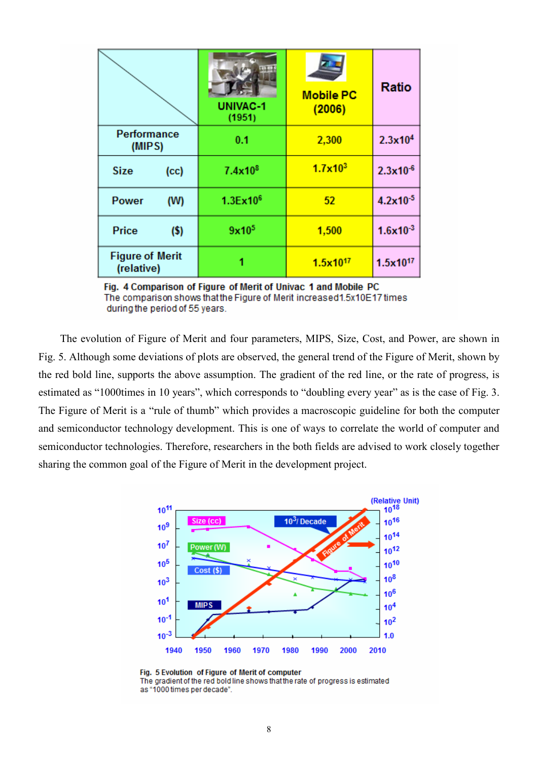| | UNIVAC-1 (1951) | Mobile PC (2006) | Ratio |
|---|---|---|---|
| Performance (MIPS) | 0.1 | 2,300 | $2.3x10^4$ |
| Size (cc) | $7.4x10^8$ | $1.7x10^3$ | $2.3x10^{-6}$ |
| Power (W) | $1.3Ex10^6$ | 52 | $4.2x10^{-5}$ |
| Price ($) | $9x10^5$ | 1,500 | $1.6x10^{-3}$ |
| Figure of Merit (relative) | 1 | $1.5x10^{17}$ | $1.5x10^{17}$ |

**Fig. 4 Comparison of Figure of Merit of Univac 1 and Mobile PC**
The comparison shows that the Figure of Merit increased 1.5x10E17 times during the period of 55 years.

The evolution of Figure of Merit and four parameters, MIPS, Size, Cost, and Power, are shown in Fig. 5. Although some deviations of plots are observed, the general trend of the Figure of Merit, shown by the red bold line, supports the above assumption. The gradient of the red line, or the rate of progress, is estimated as "1000times in 10 years", which corresponds to "doubling every year" as is the case of Fig. 3. The Figure of Merit is a "rule of thumb" which provides a macroscopic guideline for both the computer and semiconductor technology development. This is one of ways to correlate the world of computer and semiconductor technologies. Therefore, researchers in the both fields are advised to work closely together sharing the common goal of the Figure of Merit in the development project.

**Fig. 5 Evolution of Figure of Merit of computer**
The gradient of the red bold line shows that the rate of progress is estimated as "1000 times per decade".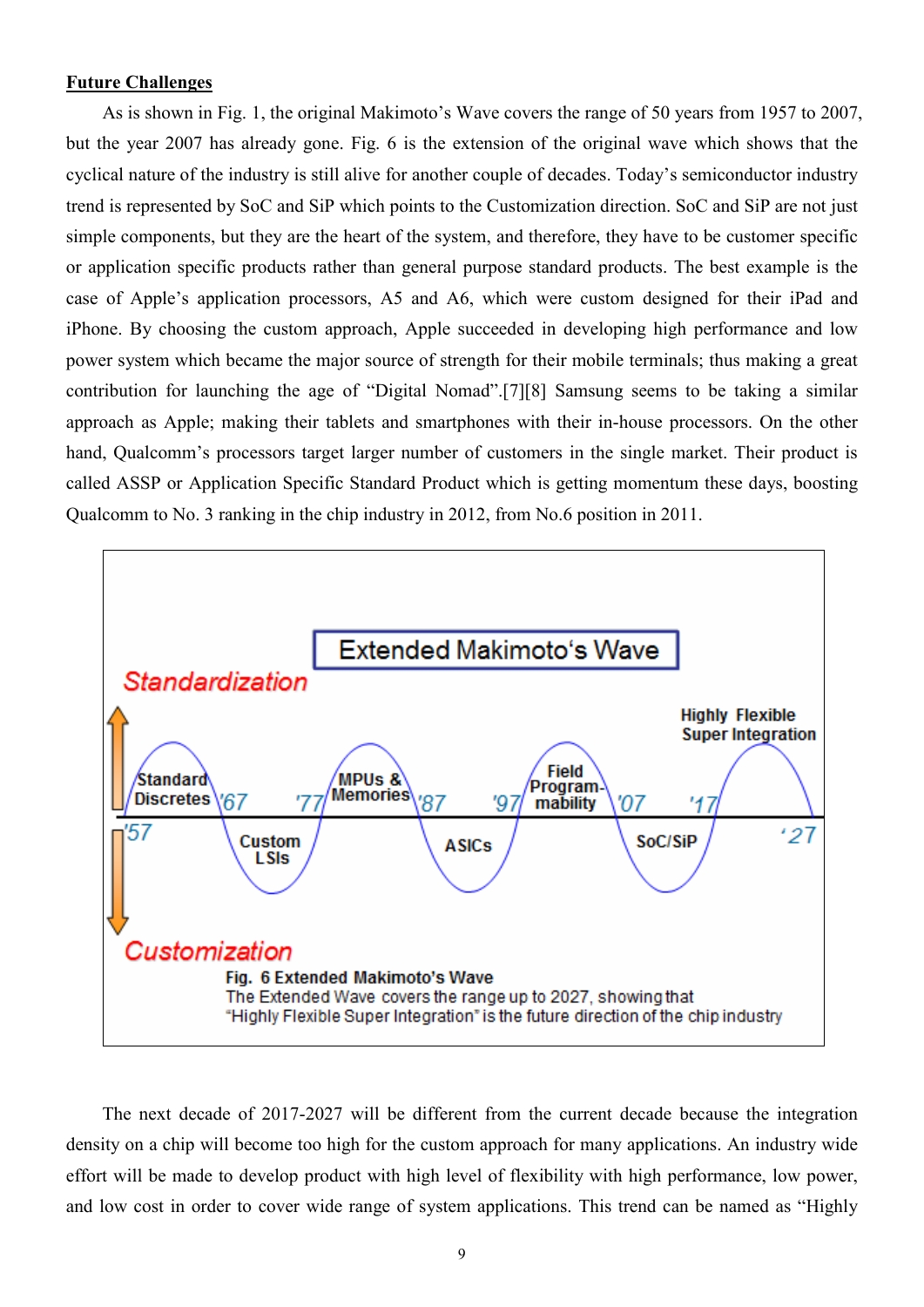**Future Challenges**

As is shown in Fig. 1, the original Makimoto's Wave covers the range of 50 years from 1957 to 2007, but the year 2007 has already gone. Fig. 6 is the extension of the original wave which shows that the cyclical nature of the industry is still alive for another couple of decades. Today's semiconductor industry trend is represented by SoC and SiP which points to the Customization direction. SoC and SiP are not just simple components, but they are the heart of the system, and therefore, they have to be customer specific or application specific products rather than general purpose standard products. The best example is the case of Apple's application processors, A5 and A6, which were custom designed for their iPad and iPhone. By choosing the custom approach, Apple succeeded in developing high performance and low power system which became the major source of strength for their mobile terminals; thus making a great contribution for launching the age of "Digital Nomad".[7][8] Samsung seems to be taking a similar approach as Apple; making their tablets and smartphones with their in-house processors. On the other hand, Qualcomm's processors target larger number of customers in the single market. Their product is called ASSP or Application Specific Standard Product which is getting momentum these days, boosting Qualcomm to No. 3 ranking in the chip industry in 2012, from No.6 position in 2011.

**Fig. 6 Extended Makimoto's Wave**
The Extended Wave covers the range up to 2027, showing that "Highly Flexible Super Integration" is the future direction of the chip industry

The next decade of 2017-2027 will be different from the current decade because the integration density on a chip will become too high for the custom approach for many applications. An industry wide effort will be made to develop product with high level of flexibility with high performance, low power, and low cost in order to cover wide range of system applications. This trend can be named as "Highly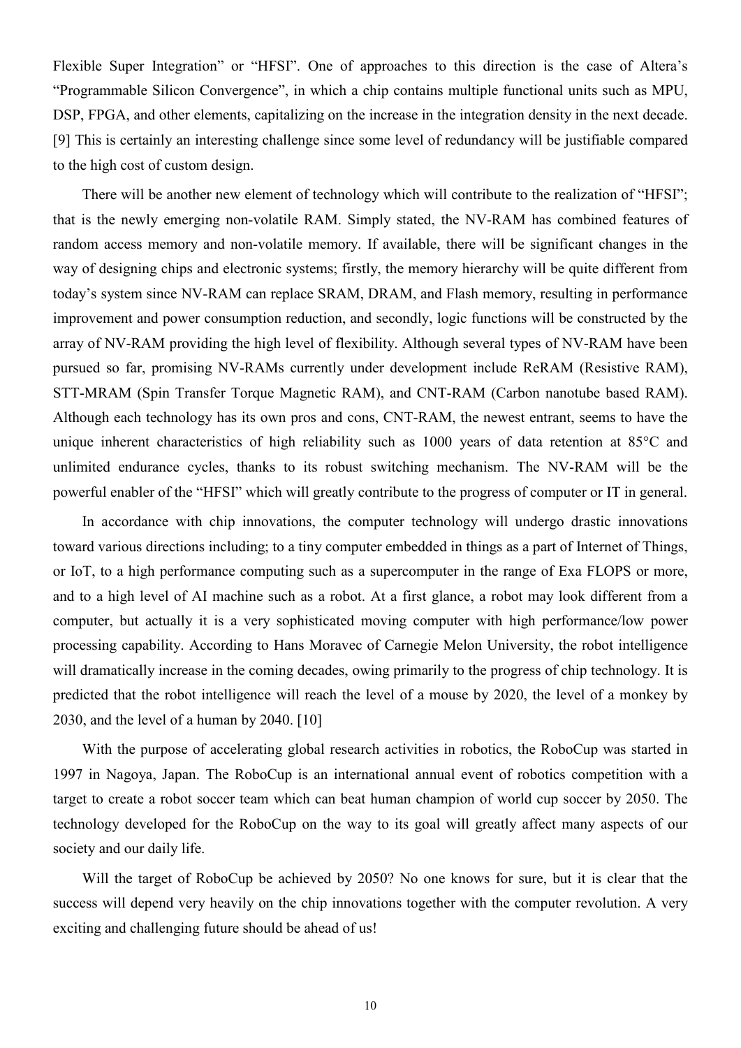Flexible Super Integration" or "HFSI". One of approaches to this direction is the case of Altera's "Programmable Silicon Convergence", in which a chip contains multiple functional units such as MPU, DSP, FPGA, and other elements, capitalizing on the increase in the integration density in the next decade. [9] This is certainly an interesting challenge since some level of redundancy will be justifiable compared to the high cost of custom design.

There will be another new element of technology which will contribute to the realization of "HFSI"; that is the newly emerging non-volatile RAM. Simply stated, the NV-RAM has combined features of random access memory and non-volatile memory. If available, there will be significant changes in the way of designing chips and electronic systems; firstly, the memory hierarchy will be quite different from today's system since NV-RAM can replace SRAM, DRAM, and Flash memory, resulting in performance improvement and power consumption reduction, and secondly, logic functions will be constructed by the array of NV-RAM providing the high level of flexibility. Although several types of NV-RAM have been pursued so far, promising NV-RAMs currently under development include ReRAM (Resistive RAM), STT-MRAM (Spin Transfer Torque Magnetic RAM), and CNT-RAM (Carbon nanotube based RAM). Although each technology has its own pros and cons, CNT-RAM, the newest entrant, seems to have the unique inherent characteristics of high reliability such as 1000 years of data retention at 85°C and unlimited endurance cycles, thanks to its robust switching mechanism. The NV-RAM will be the powerful enabler of the "HFSI" which will greatly contribute to the progress of computer or IT in general.

In accordance with chip innovations, the computer technology will undergo drastic innovations toward various directions including; to a tiny computer embedded in things as a part of Internet of Things, or IoT, to a high performance computing such as a supercomputer in the range of Exa FLOPS or more, and to a high level of AI machine such as a robot. At a first glance, a robot may look different from a computer, but actually it is a very sophisticated moving computer with high performance/low power processing capability. According to Hans Moravec of Carnegie Melon University, the robot intelligence will dramatically increase in the coming decades, owing primarily to the progress of chip technology. It is predicted that the robot intelligence will reach the level of a mouse by 2020, the level of a monkey by 2030, and the level of a human by 2040. [10]

With the purpose of accelerating global research activities in robotics, the RoboCup was started in 1997 in Nagoya, Japan. The RoboCup is an international annual event of robotics competition with a target to create a robot soccer team which can beat human champion of world cup soccer by 2050. The technology developed for the RoboCup on the way to its goal will greatly affect many aspects of our society and our daily life.

Will the target of RoboCup be achieved by 2050? No one knows for sure, but it is clear that the success will depend very heavily on the chip innovations together with the computer revolution. A very exciting and challenging future should be ahead of us!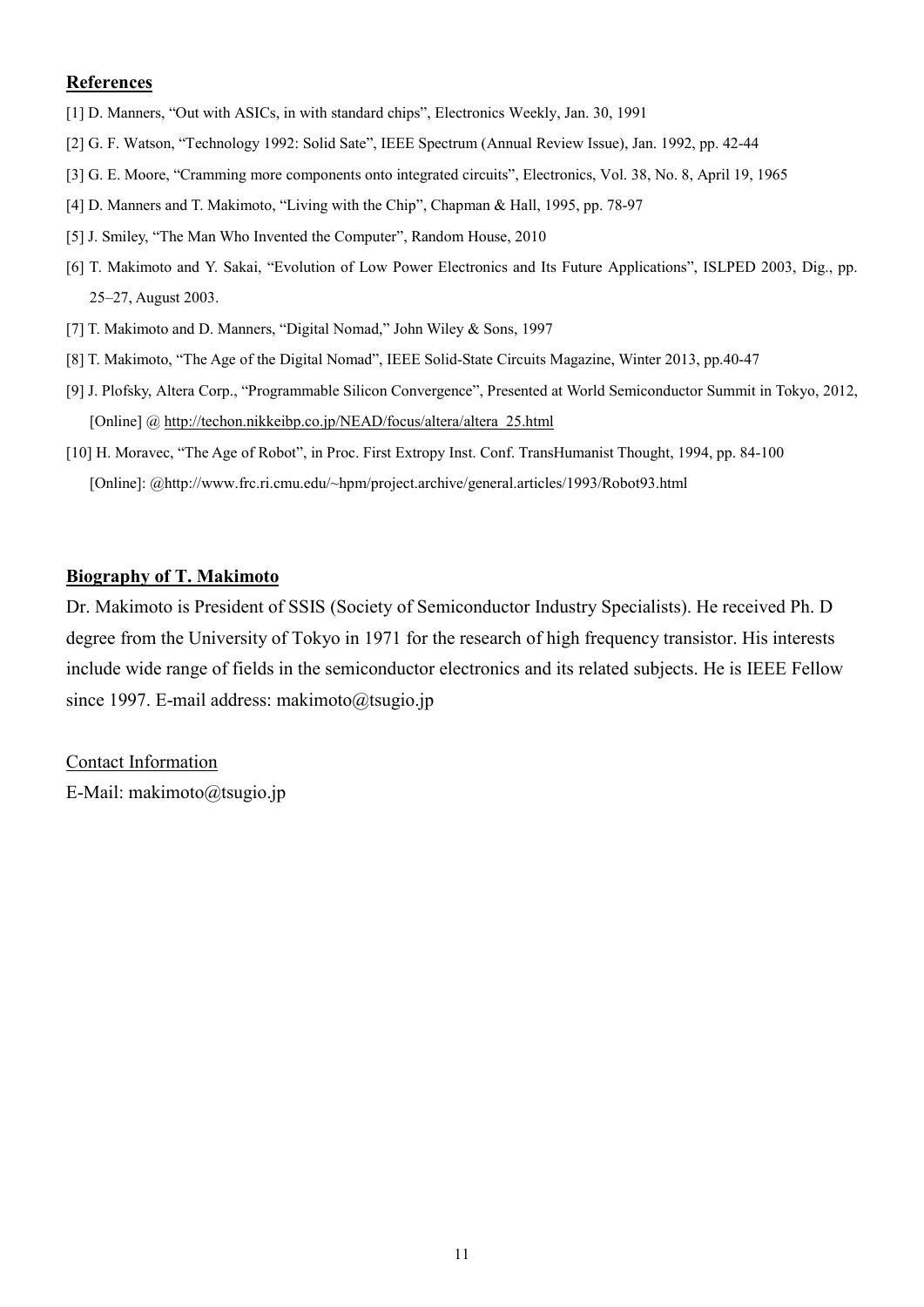## References

[1] D. Manners, "Out with ASICs, in with standard chips", Electronics Weekly, Jan. 30, 1991

[2] G. F. Watson, "Technology 1992: Solid Sate", IEEE Spectrum (Annual Review Issue), Jan. 1992, pp. 42-44

[3] G. E. Moore, "Cramming more components onto integrated circuits", Electronics, Vol. 38, No. 8, April 19, 1965

[4] D. Manners and T. Makimoto, "Living with the Chip", Chapman & Hall, 1995, pp. 78-97

[5] J. Smiley, "The Man Who Invented the Computer", Random House, 2010

[6] T. Makimoto and Y. Sakai, "Evolution of Low Power Electronics and Its Future Applications", ISLPED 2003, Dig., pp. 25–27, August 2003.

[7] T. Makimoto and D. Manners, "Digital Nomad," John Wiley & Sons, 1997

[8] T. Makimoto, "The Age of the Digital Nomad", IEEE Solid-State Circuits Magazine, Winter 2013, pp.40-47

[9] J. Plofsky, Altera Corp., "Programmable Silicon Convergence", Presented at World Semiconductor Summit in Tokyo, 2012, [Online] @ http://techon.nikkeibp.co.jp/NEAD/focus/altera/altera_25.html

[10] H. Moravec, "The Age of Robot", in Proc. First Extropy Inst. Conf. TransHumanist Thought, 1994, pp. 84-100 [Online]: @http://www.frc.ri.cmu.edu/~hpm/project.archive/general.articles/1993/Robot93.html

## Biography of T. Makimoto

Dr. Makimoto is President of SSIS (Society of Semiconductor Industry Specialists). He received Ph. D degree from the University of Tokyo in 1971 for the research of high frequency transistor. His interests include wide range of fields in the semiconductor electronics and its related subjects. He is IEEE Fellow since 1997. E-mail address: makimoto@tsugio.jp

Contact Information

E-Mail: makimoto@tsugio.jp